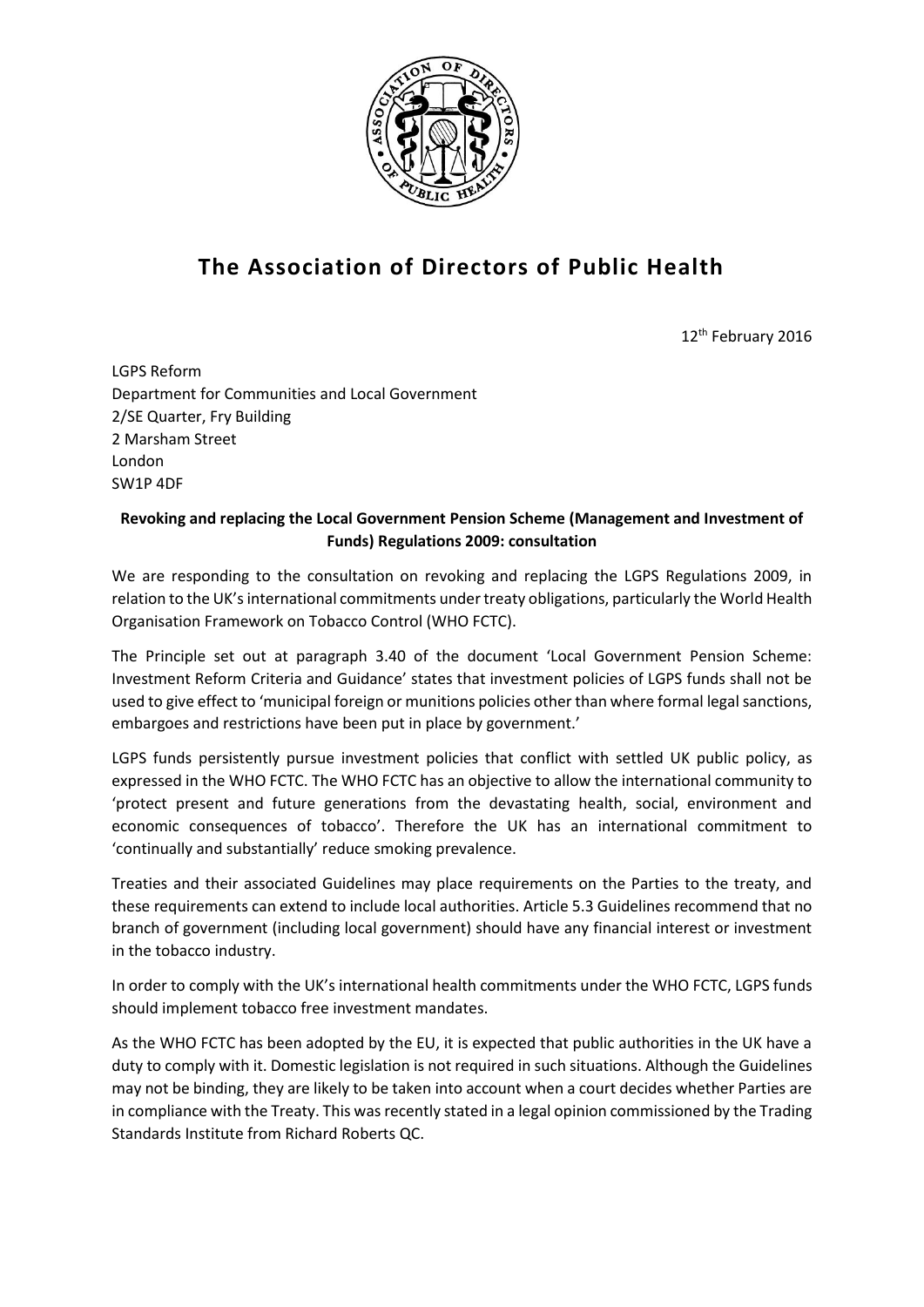# The Association of Directors of Public Health

12th February 2016

LGPS Reform  
Department for Communities and Local Government  
2/SE Quarter, Fry Building  
2 Marsham Street  
London  
SW1P 4DF

**Revoking and replacing the Local Government Pension Scheme (Management and Investment of Funds) Regulations 2009: consultation**

We are responding to the consultation on revoking and replacing the LGPS Regulations 2009, in relation to the UK's international commitments under treaty obligations, particularly the World Health Organisation Framework on Tobacco Control (WHO FCTC).

The Principle set out at paragraph 3.40 of the document 'Local Government Pension Scheme: Investment Reform Criteria and Guidance' states that investment policies of LGPS funds shall not be used to give effect to 'municipal foreign or munitions policies other than where formal legal sanctions, embargoes and restrictions have been put in place by government.'

LGPS funds persistently pursue investment policies that conflict with settled UK public policy, as expressed in the WHO FCTC. The WHO FCTC has an objective to allow the international community to 'protect present and future generations from the devastating health, social, environment and economic consequences of tobacco'. Therefore the UK has an international commitment to 'continually and substantially' reduce smoking prevalence.

Treaties and their associated Guidelines may place requirements on the Parties to the treaty, and these requirements can extend to include local authorities. Article 5.3 Guidelines recommend that no branch of government (including local government) should have any financial interest or investment in the tobacco industry.

In order to comply with the UK's international health commitments under the WHO FCTC, LGPS funds should implement tobacco free investment mandates.

As the WHO FCTC has been adopted by the EU, it is expected that public authorities in the UK have a duty to comply with it. Domestic legislation is not required in such situations. Although the Guidelines may not be binding, they are likely to be taken into account when a court decides whether Parties are in compliance with the Treaty. This was recently stated in a legal opinion commissioned by the Trading Standards Institute from Richard Roberts QC.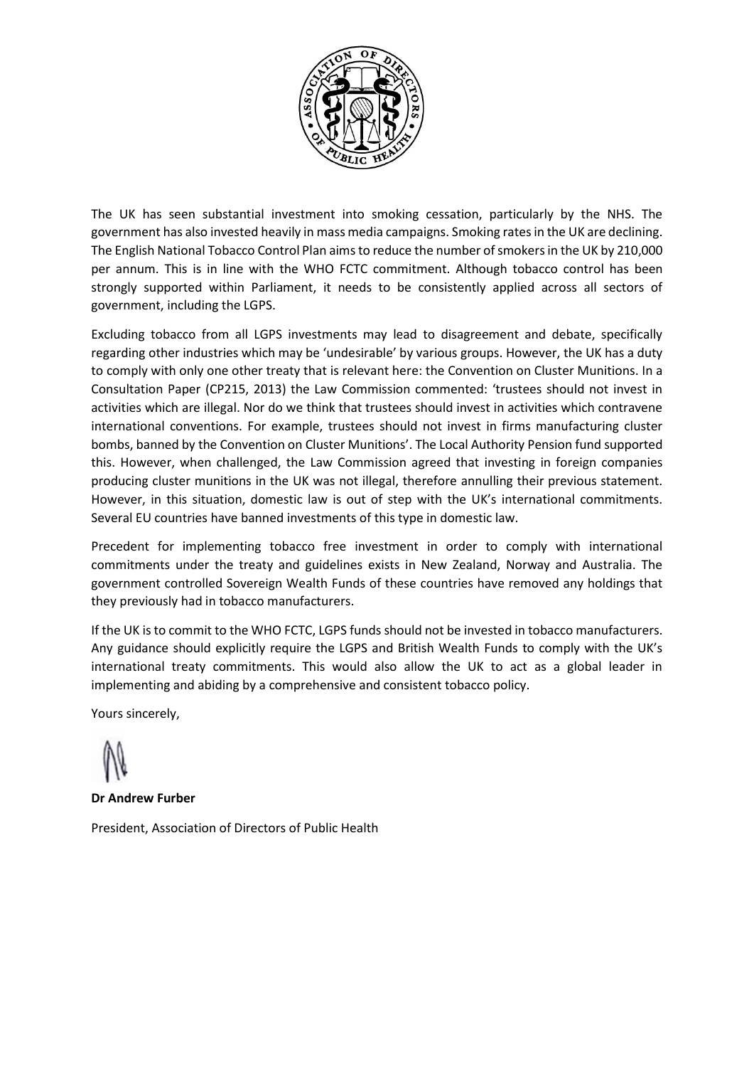The UK has seen substantial investment into smoking cessation, particularly by the NHS. The government has also invested heavily in mass media campaigns. Smoking rates in the UK are declining. The English National Tobacco Control Plan aims to reduce the number of smokers in the UK by 210,000 per annum. This is in line with the WHO FCTC commitment. Although tobacco control has been strongly supported within Parliament, it needs to be consistently applied across all sectors of government, including the LGPS.

Excluding tobacco from all LGPS investments may lead to disagreement and debate, specifically regarding other industries which may be 'undesirable' by various groups. However, the UK has a duty to comply with only one other treaty that is relevant here: the Convention on Cluster Munitions. In a Consultation Paper (CP215, 2013) the Law Commission commented: 'trustees should not invest in activities which are illegal. Nor do we think that trustees should invest in activities which contravene international conventions. For example, trustees should not invest in firms manufacturing cluster bombs, banned by the Convention on Cluster Munitions'. The Local Authority Pension fund supported this. However, when challenged, the Law Commission agreed that investing in foreign companies producing cluster munitions in the UK was not illegal, therefore annulling their previous statement. However, in this situation, domestic law is out of step with the UK's international commitments. Several EU countries have banned investments of this type in domestic law.

Precedent for implementing tobacco free investment in order to comply with international commitments under the treaty and guidelines exists in New Zealand, Norway and Australia. The government controlled Sovereign Wealth Funds of these countries have removed any holdings that they previously had in tobacco manufacturers.

If the UK is to commit to the WHO FCTC, LGPS funds should not be invested in tobacco manufacturers. Any guidance should explicitly require the LGPS and British Wealth Funds to comply with the UK's international treaty commitments. This would also allow the UK to act as a global leader in implementing and abiding by a comprehensive and consistent tobacco policy.

Yours sincerely,

**Dr Andrew Furber**

President, Association of Directors of Public Health